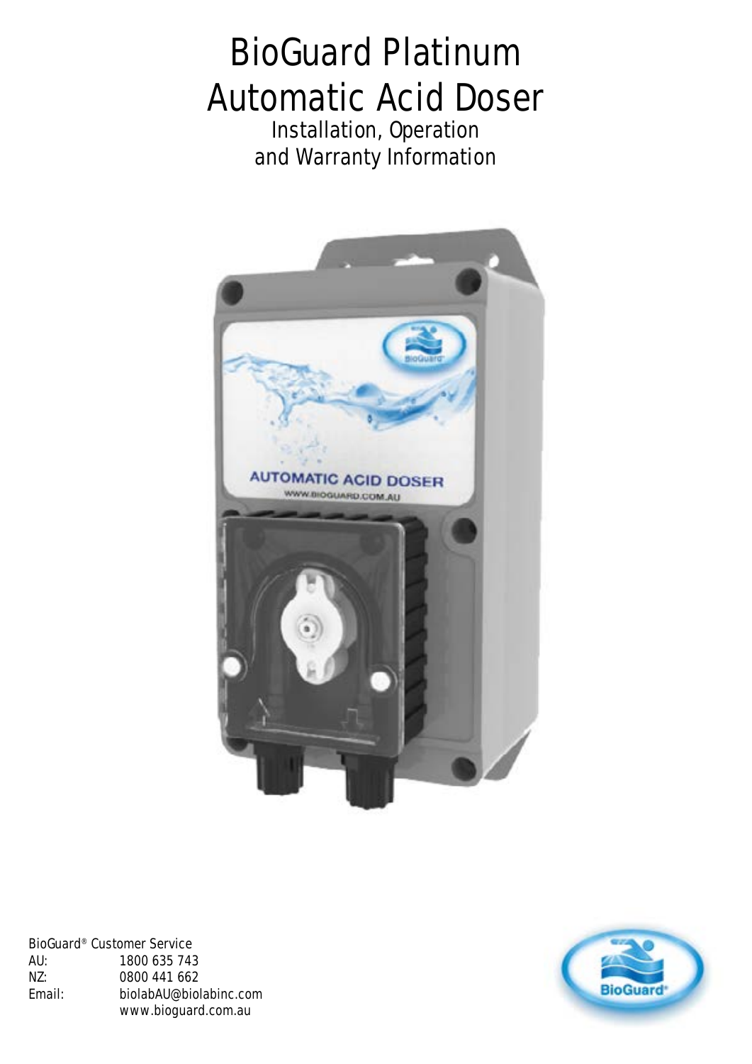# BioGuard Platinum Automatic Acid Doser

Installation, Operation and Warranty Information

BioGuard® Customer Service

| | |
|---|---|
| AU: | 1800 635 743 |
| NZ: | 0800 441 662 |
| Email: | biolabAU@biolabinc.com |
| | www.bioguard.com.au |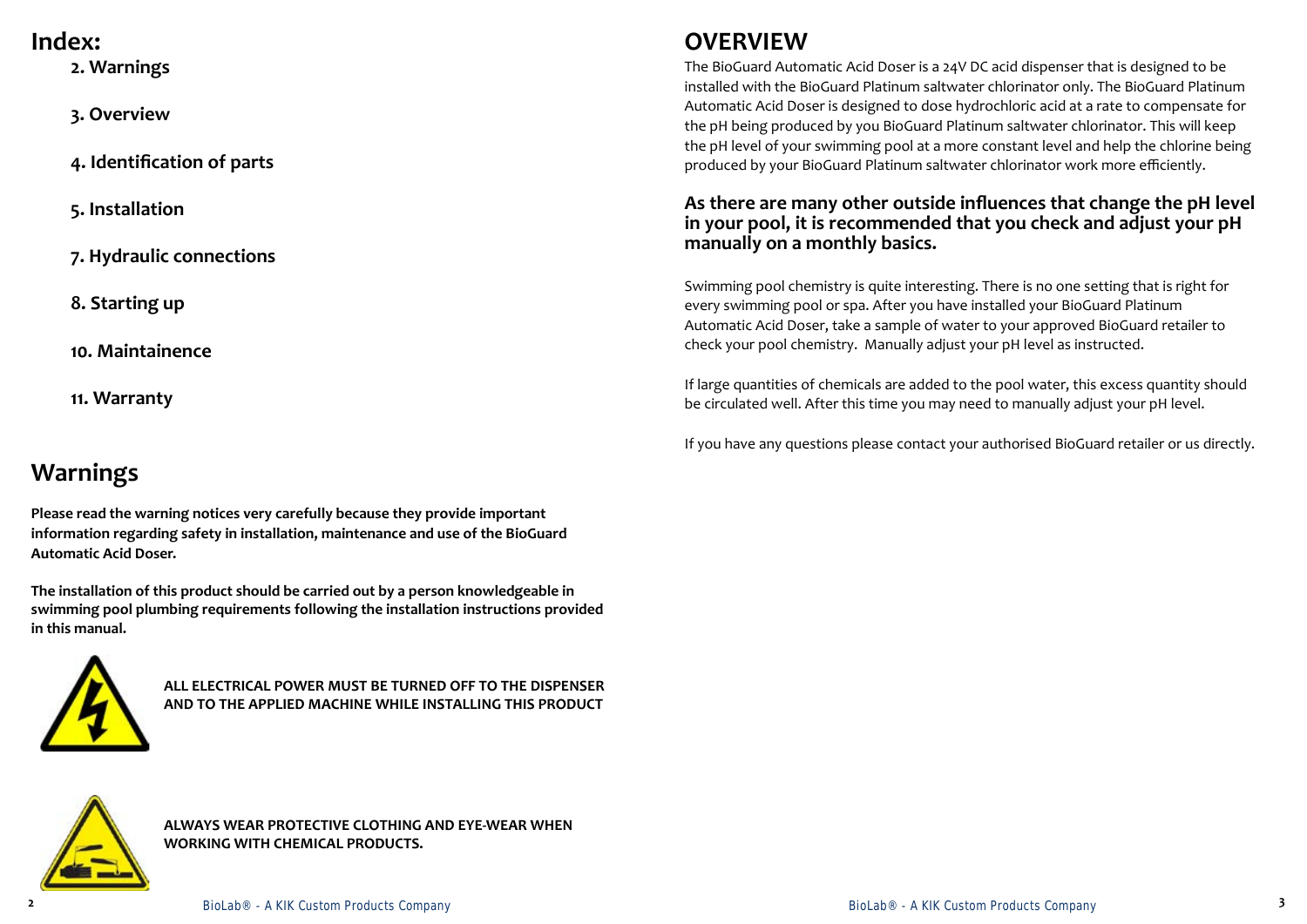# Index:

- **2. Warnings**
- **3. Overview**
- **4. Identification of parts**
- **5. Installation**
- **7. Hydraulic connections**
- **8. Starting up**
- **10. Maintainence**
- **11. Warranty**

# Warnings

**Please read the warning notices very carefully because they provide important information regarding safety in installation, maintenance and use of the BioGuard Automatic Acid Doser.**

**The installation of this product should be carried out by a person knowledgeable in swimming pool plumbing requirements following the installation instructions provided in this manual.**

**ALL ELECTRICAL POWER MUST BE TURNED OFF TO THE DISPENSER AND TO THE APPLIED MACHINE WHILE INSTALLING THIS PRODUCT**

**ALWAYS WEAR PROTECTIVE CLOTHING AND EYE-WEAR WHEN WORKING WITH CHEMICAL PRODUCTS.**

# OVERVIEW

The BioGuard Automatic Acid Doser is a 24V DC acid dispenser that is designed to be installed with the BioGuard Platinum saltwater chlorinator only. The BioGuard Platinum Automatic Acid Doser is designed to dose hydrochloric acid at a rate to compensate for the pH being produced by you BioGuard Platinum saltwater chlorinator. This will keep the pH level of your swimming pool at a more constant level and help the chlorine being produced by your BioGuard Platinum saltwater chlorinator work more efficiently.

**As there are many other outside influences that change the pH level in your pool, it is recommended that you check and adjust your pH manually on a monthly basics.**

Swimming pool chemistry is quite interesting. There is no one setting that is right for every swimming pool or spa. After you have installed your BioGuard Platinum Automatic Acid Doser, take a sample of water to your approved BioGuard retailer to check your pool chemistry. Manually adjust your pH level as instructed.

If large quantities of chemicals are added to the pool water, this excess quantity should be circulated well. After this time you may need to manually adjust your pH level.

If you have any questions please contact your authorised BioGuard retailer or us directly.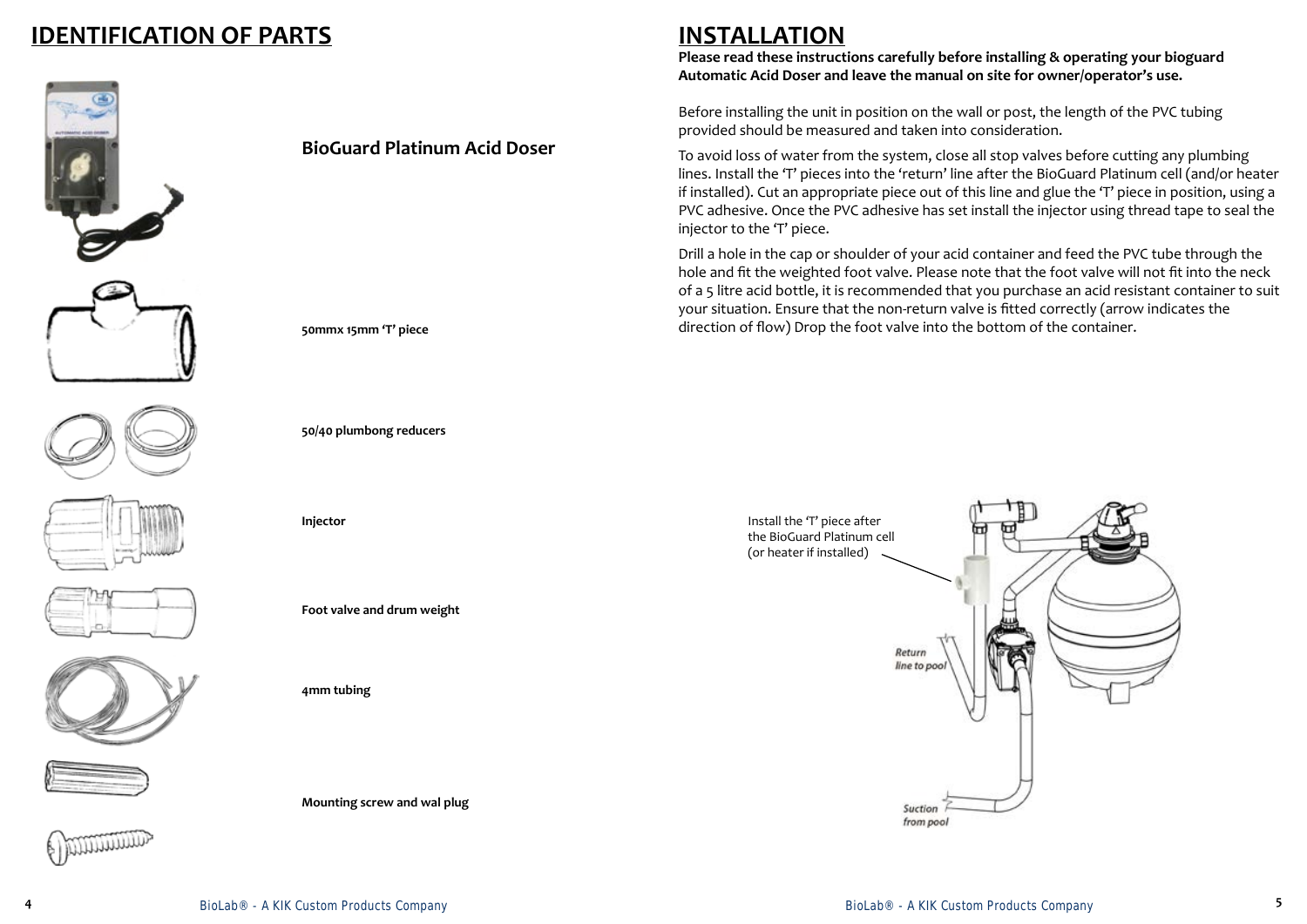# IDENTIFICATION OF PARTS

**BioGuard Platinum Acid Doser**

**50mmx 15mm 'T' piece**

**50/40 plumbong reducers**

**Injector**

**Foot valve and drum weight**

**4mm tubing**

**Mounting screw and wal plug**

# INSTALLATION

**Please read these instructions carefully before installing & operating your bioguard Automatic Acid Doser and leave the manual on site for owner/operator's use.**

Before installing the unit in position on the wall or post, the length of the PVC tubing provided should be measured and taken into consideration.

To avoid loss of water from the system, close all stop valves before cutting any plumbing lines. Install the 'T' pieces into the 'return' line after the BioGuard Platinum cell (and/or heater if installed). Cut an appropriate piece out of this line and glue the 'T' piece in position, using a PVC adhesive. Once the PVC adhesive has set install the injector using thread tape to seal the injector to the 'T' piece.

Drill a hole in the cap or shoulder of your acid container and feed the PVC tube through the hole and fit the weighted foot valve. Please note that the foot valve will not fit into the neck of a 5 litre acid bottle, it is recommended that you purchase an acid resistant container to suit your situation. Ensure that the non-return valve is fitted correctly (arrow indicates the direction of flow) Drop the foot valve into the bottom of the container.

Install the 'T' piece after the BioGuard Platinum cell (or heater if installed)

*Return line to pool*

*Suction from pool*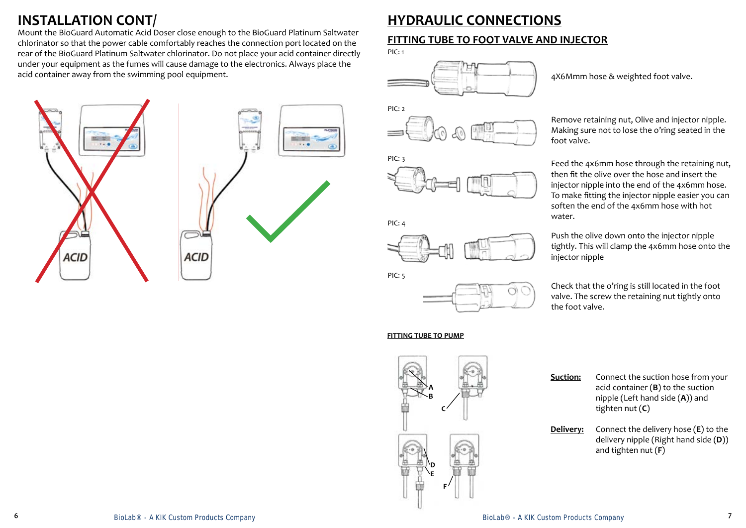# INSTALLATION CONT/

Mount the BioGuard Automatic Acid Doser close enough to the BioGuard Platinum Saltwater chlorinator so that the power cable comfortably reaches the connection port located on the rear of the BioGuard Platinum Saltwater chlorinator. Do not place your acid container directly under your equipment as the fumes will cause damage to the electronics. Always place the acid container away from the swimming pool equipment.

# HYDRAULIC CONNECTIONS

## FITTING TUBE TO FOOT VALVE AND INJECTOR

PIC: 1

4X6Mmm hose & weighted foot valve.

PIC: 2

Remove retaining nut, Olive and injector nipple. Making sure not to lose the o'ring seated in the foot valve.

PIC: 3

Feed the 4x6mm hose through the retaining nut, then fit the olive over the hose and insert the injector nipple into the end of the 4x6mm hose. To make fitting the injector nipple easier you can soften the end of the 4x6mm hose with hot water.

PIC: 4

Push the olive down onto the injector nipple tightly. This will clamp the 4x6mm hose onto the injector nipple

PIC: 5

Check that the o'ring is still located in the foot valve. The screw the retaining nut tightly onto the foot valve.

### FITTING TUBE TO PUMP

**Suction:** Connect the suction hose from your acid container (**B**) to the suction nipple (Left hand side (**A**)) and tighten nut (**C**)

**Delivery:** Connect the delivery hose (**E**) to the delivery nipple (Right hand side (**D**)) and tighten nut (**F**)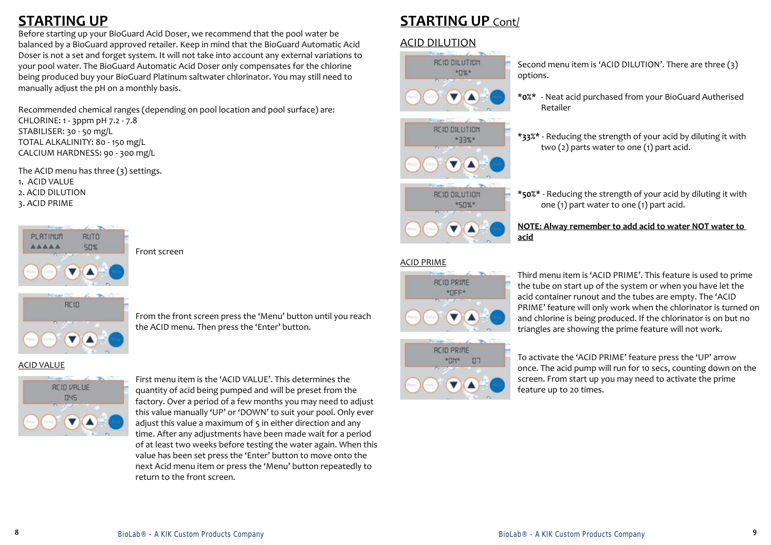# STARTING UP

Before starting up your BioGuard Acid Doser, we recommend that the pool water be balanced by a BioGuard approved retailer. Keep in mind that the BioGuard Automatic Acid Doser is not a set and forget system. It will not take into account any external variations to your pool water. The BioGuard Automatic Acid Doser only compensates for the chlorine being produced buy your BioGuard Platinum saltwater chlorinator. You may still need to manually adjust the pH on a monthly basis.

Recommended chemical ranges (depending on pool location and pool surface) are:
CHLORINE: 1 - 3ppm pH 7.2 - 7.8
STABILISER: 30 - 50 mg/L
TOTAL ALKALINITY: 80 - 150 mg/L
CALCIUM HARDNESS: 90 - 300 mg/L

The ACID menu has three (3) settings.

1. ACID VALUE
2. ACID DILUTION
3. ACID PRIME

Front screen

From the front screen press the 'Menu' button until you reach the ACID menu. Then press the 'Enter' button.

## ACID VALUE

First menu item is the 'ACID VALUE'. This determines the quantity of acid being pumped and will be preset from the factory. Over a period of a few months you may need to adjust this value manually 'UP' or 'DOWN' to suit your pool. Only ever adjust this value a maximum of 5 in either direction and any time. After any adjustments have been made wait for a period of at least two weeks before testing the water again. When this value has been set press the 'Enter' button to move onto the next Acid menu item or press the 'Menu' button repeatedly to return to the front screen.

# STARTING UP Cont/

## ACID DILUTION

Second menu item is 'ACID DILUTION'. There are three (3) options.

**\*0%\*** - Neat acid purchased from your BioGuard Autherised Retailer

**\*33%\*** - Reducing the strength of your acid by diluting it with two (2) parts water to one (1) part acid.

**\*50%\*** - Reducing the strength of your acid by diluting it with one (1) part water to one (1) part acid.

**NOTE: Alway remember to add acid to water NOT water to acid**

## ACID PRIME

Third menu item is 'ACID PRIME'. This feature is used to prime the tube on start up of the system or when you have let the acid container runout and the tubes are empty. The 'ACID PRIME' feature will only work when the chlorinator is turned on and chlorine is being produced. If the chlorinator is on but no triangles are showing the prime feature will not work.

To activate the 'ACID PRIME' feature press the 'UP' arrow once. The acid pump will run for 10 secs, counting down on the screen. From start up you may need to activate the prime feature up to 20 times.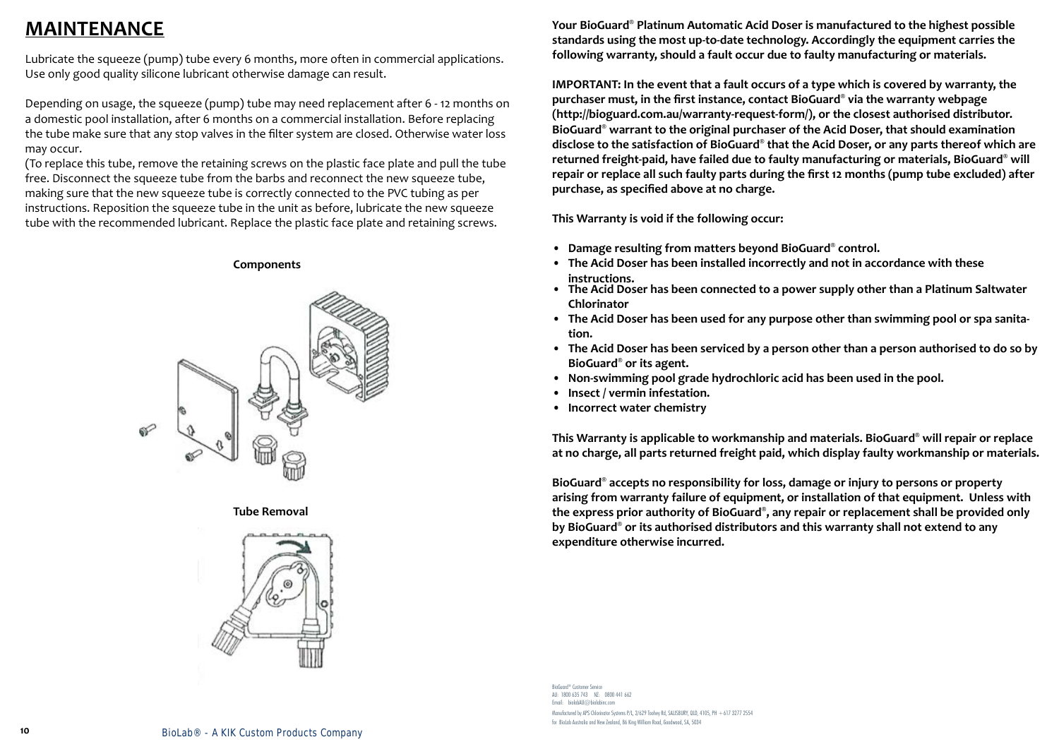# MAINTENANCE

Lubricate the squeeze (pump) tube every 6 months, more often in commercial applications. Use only good quality silicone lubricant otherwise damage can result.

Depending on usage, the squeeze (pump) tube may need replacement after 6 - 12 months on a domestic pool installation, after 6 months on a commercial installation. Before replacing the tube make sure that any stop valves in the filter system are closed. Otherwise water loss may occur.
(To replace this tube, remove the retaining screws on the plastic face plate and pull the tube free. Disconnect the squeeze tube from the barbs and reconnect the new squeeze tube, making sure that the new squeeze tube is correctly connected to the PVC tubing as per instructions. Reposition the squeeze tube in the unit as before, lubricate the new squeeze tube with the recommended lubricant. Replace the plastic face plate and retaining screws.

**Components**

**Tube Removal**

**Your BioGuard® Platinum Automatic Acid Doser is manufactured to the highest possible standards using the most up-to-date technology. Accordingly the equipment carries the following warranty, should a fault occur due to faulty manufacturing or materials.**

**IMPORTANT: In the event that a fault occurs of a type which is covered by warranty, the purchaser must, in the first instance, contact BioGuard® via the warranty webpage (http://bioguard.com.au/warranty-request-form/), or the closest authorised distributor. BioGuard® warrant to the original purchaser of the Acid Doser, that should examination disclose to the satisfaction of BioGuard® that the Acid Doser, or any parts thereof which are returned freight-paid, have failed due to faulty manufacturing or materials, BioGuard® will repair or replace all such faulty parts during the first 12 months (pump tube excluded) after purchase, as specified above at no charge.**

**This Warranty is void if the following occur:**

- **Damage resulting from matters beyond BioGuard® control.**
- **The Acid Doser has been installed incorrectly and not in accordance with these instructions.**
- **The Acid Doser has been connected to a power supply other than a Platinum Saltwater Chlorinator**
- **The Acid Doser has been used for any purpose other than swimming pool or spa sanitation.**
- **The Acid Doser has been serviced by a person other than a person authorised to do so by BioGuard® or its agent.**
- **Non-swimming pool grade hydrochloric acid has been used in the pool.**
- **Insect / vermin infestation.**
- **Incorrect water chemistry**

**This Warranty is applicable to workmanship and materials. BioGuard® will repair or replace at no charge, all parts returned freight paid, which display faulty workmanship or materials.**

**BioGuard® accepts no responsibility for loss, damage or injury to persons or property arising from warranty failure of equipment, or installation of that equipment. Unless with the express prior authority of BioGuard®, any repair or replacement shall be provided only by BioGuard® or its authorised distributors and this warranty shall not extend to any expenditure otherwise incurred.**

BioGuard® Customer Service
AU: 1800 635 743 NZ: 0800 441 662
Email: biolabAU@biolabinc.com

Manufactured by APS Chlorinator Systems P/L, 2/629 Toohey Rd, SALISBURY, QLD, 4105, PH +617 3277 2554
for BioLab Australia and New Zealand, 86 King William Road, Goodwood, SA, 5034

BioLab® - A KIK Custom Products Company